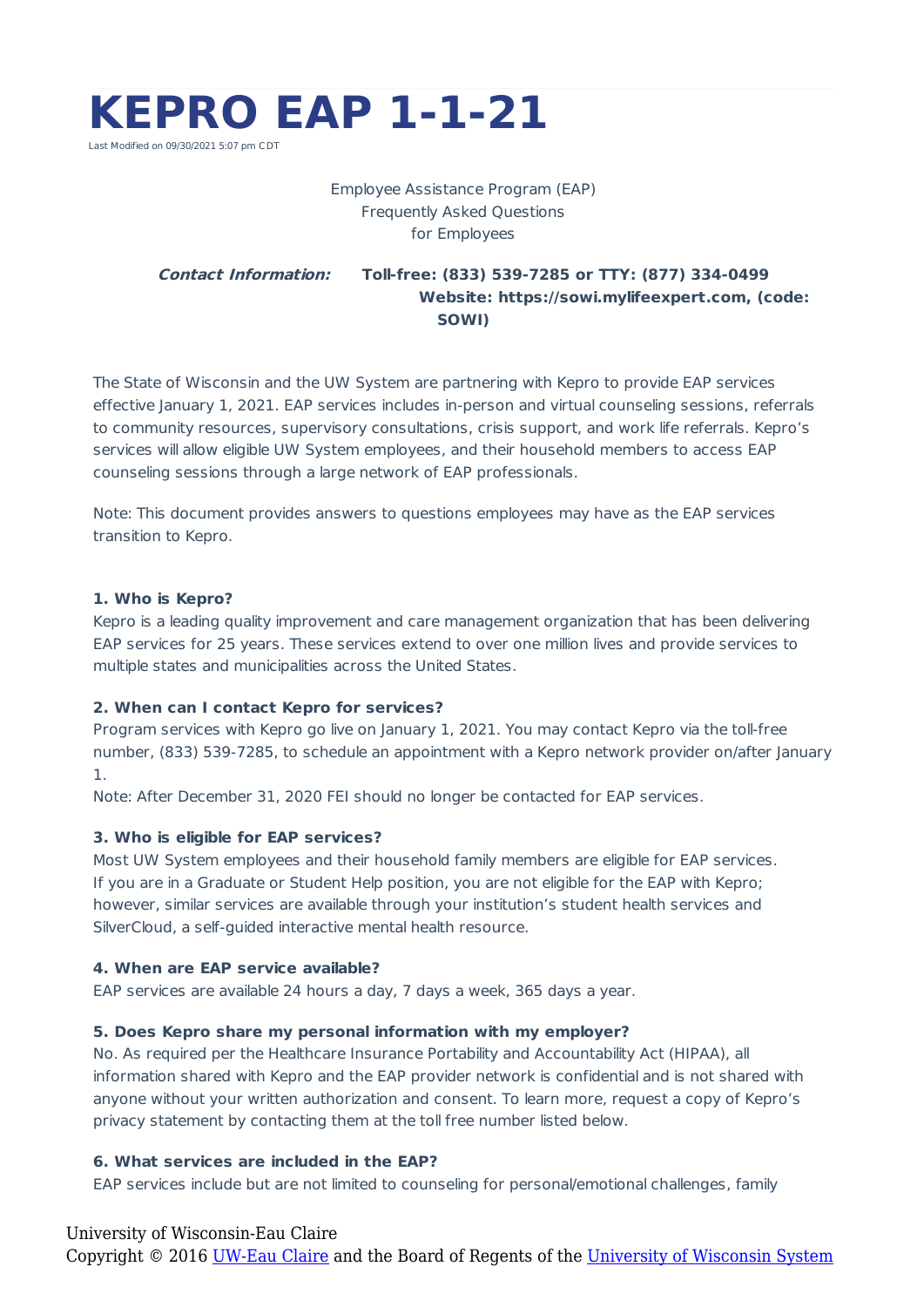# KEPRO EAP 1-1-21

Last Modified on 09/30/2021 5:07 pm CDT

Employee Assistance Program (EAP)
Frequently Asked Questions
for Employees

***Contact Information:*** **Toll-free: (833) 539-7285 or TTY: (877) 334-0499**
**Website: https://sowi.mylifeexpert.com, (code: SOWI)**

The State of Wisconsin and the UW System are partnering with Kepro to provide EAP services effective January 1, 2021. EAP services includes in-person and virtual counseling sessions, referrals to community resources, supervisory consultations, crisis support, and work life referrals. Kepro's services will allow eligible UW System employees, and their household members to access EAP counseling sessions through a large network of EAP professionals.

Note: This document provides answers to questions employees may have as the EAP services transition to Kepro.

**1. Who is Kepro?**
Kepro is a leading quality improvement and care management organization that has been delivering EAP services for 25 years. These services extend to over one million lives and provide services to multiple states and municipalities across the United States.

**2. When can I contact Kepro for services?**
Program services with Kepro go live on January 1, 2021. You may contact Kepro via the toll-free number, (833) 539-7285, to schedule an appointment with a Kepro network provider on/after January 1.
Note: After December 31, 2020 FEI should no longer be contacted for EAP services.

**3. Who is eligible for EAP services?**
Most UW System employees and their household family members are eligible for EAP services. If you are in a Graduate or Student Help position, you are not eligible for the EAP with Kepro; however, similar services are available through your institution's student health services and SilverCloud, a self-guided interactive mental health resource.

**4. When are EAP service available?**
EAP services are available 24 hours a day, 7 days a week, 365 days a year.

**5. Does Kepro share my personal information with my employer?**
No. As required per the Healthcare Insurance Portability and Accountability Act (HIPAA), all information shared with Kepro and the EAP provider network is confidential and is not shared with anyone without your written authorization and consent. To learn more, request a copy of Kepro's privacy statement by contacting them at the toll free number listed below.

**6. What services are included in the EAP?**
EAP services include but are not limited to counseling for personal/emotional challenges, family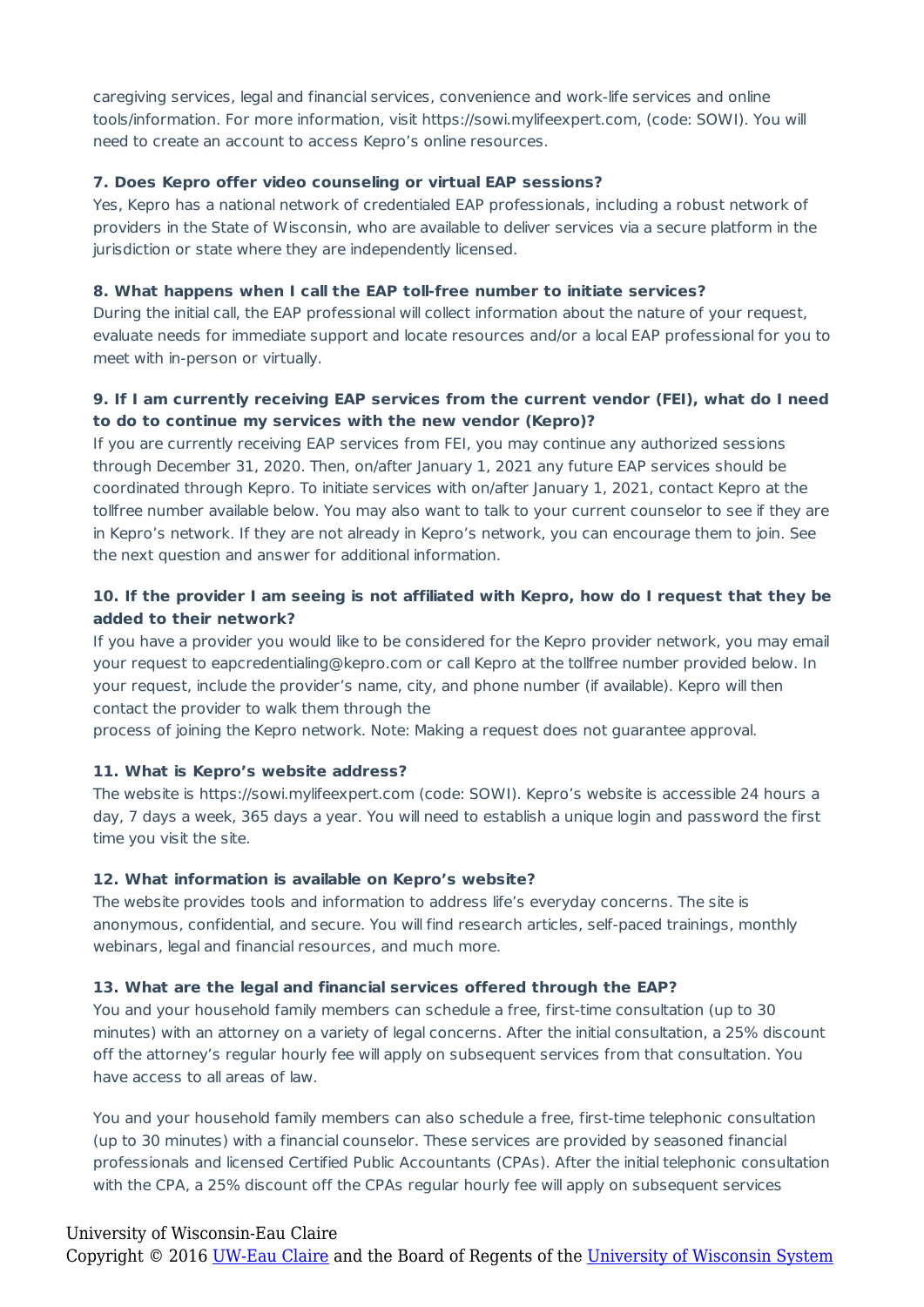caregiving services, legal and financial services, convenience and work-life services and online tools/information. For more information, visit https://sowi.mylifeexpert.com, (code: SOWI). You will need to create an account to access Kepro's online resources.

**7. Does Kepro offer video counseling or virtual EAP sessions?**

Yes, Kepro has a national network of credentialed EAP professionals, including a robust network of providers in the State of Wisconsin, who are available to deliver services via a secure platform in the jurisdiction or state where they are independently licensed.

**8. What happens when I call the EAP toll-free number to initiate services?**

During the initial call, the EAP professional will collect information about the nature of your request, evaluate needs for immediate support and locate resources and/or a local EAP professional for you to meet with in-person or virtually.

**9. If I am currently receiving EAP services from the current vendor (FEI), what do I need to do to continue my services with the new vendor (Kepro)?**

If you are currently receiving EAP services from FEI, you may continue any authorized sessions through December 31, 2020. Then, on/after January 1, 2021 any future EAP services should be coordinated through Kepro. To initiate services with on/after January 1, 2021, contact Kepro at the tollfree number available below. You may also want to talk to your current counselor to see if they are in Kepro's network. If they are not already in Kepro's network, you can encourage them to join. See the next question and answer for additional information.

**10. If the provider I am seeing is not affiliated with Kepro, how do I request that they be added to their network?**

If you have a provider you would like to be considered for the Kepro provider network, you may email your request to eapcredentialing@kepro.com or call Kepro at the tollfree number provided below. In your request, include the provider's name, city, and phone number (if available). Kepro will then contact the provider to walk them through the process of joining the Kepro network. Note: Making a request does not guarantee approval.

**11. What is Kepro's website address?**

The website is https://sowi.mylifeexpert.com (code: SOWI). Kepro's website is accessible 24 hours a day, 7 days a week, 365 days a year. You will need to establish a unique login and password the first time you visit the site.

**12. What information is available on Kepro's website?**

The website provides tools and information to address life's everyday concerns. The site is anonymous, confidential, and secure. You will find research articles, self-paced trainings, monthly webinars, legal and financial resources, and much more.

**13. What are the legal and financial services offered through the EAP?**

You and your household family members can schedule a free, first-time consultation (up to 30 minutes) with an attorney on a variety of legal concerns. After the initial consultation, a 25% discount off the attorney's regular hourly fee will apply on subsequent services from that consultation. You have access to all areas of law.

You and your household family members can also schedule a free, first-time telephonic consultation (up to 30 minutes) with a financial counselor. These services are provided by seasoned financial professionals and licensed Certified Public Accountants (CPAs). After the initial telephonic consultation with the CPA, a 25% discount off the CPAs regular hourly fee will apply on subsequent services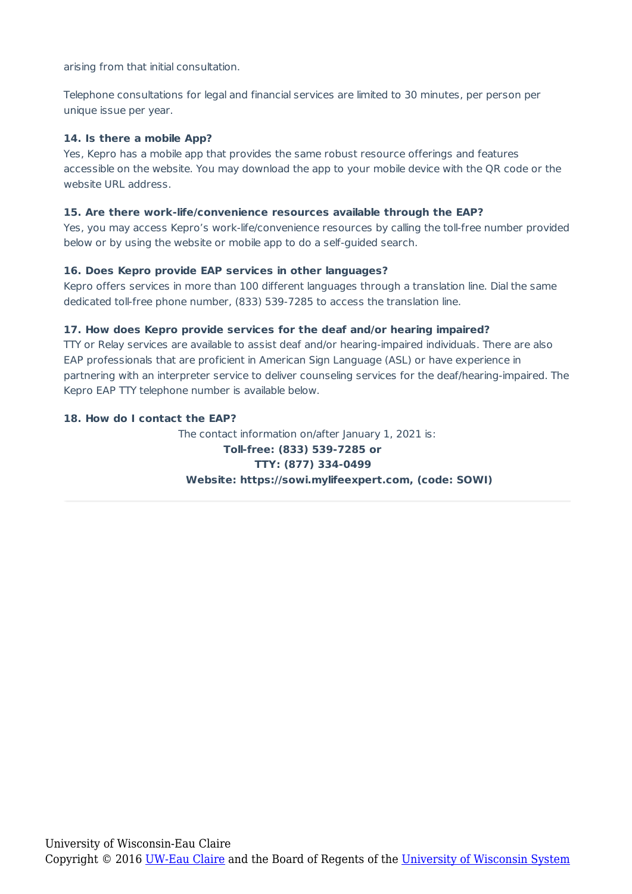arising from that initial consultation.

Telephone consultations for legal and financial services are limited to 30 minutes, per person per unique issue per year.

**14. Is there a mobile App?**

Yes, Kepro has a mobile app that provides the same robust resource offerings and features accessible on the website. You may download the app to your mobile device with the QR code or the website URL address.

**15. Are there work-life/convenience resources available through the EAP?**

Yes, you may access Kepro's work-life/convenience resources by calling the toll-free number provided below or by using the website or mobile app to do a self-guided search.

**16. Does Kepro provide EAP services in other languages?**

Kepro offers services in more than 100 different languages through a translation line. Dial the same dedicated toll-free phone number, (833) 539-7285 to access the translation line.

**17. How does Kepro provide services for the deaf and/or hearing impaired?**

TTY or Relay services are available to assist deaf and/or hearing-impaired individuals. There are also EAP professionals that are proficient in American Sign Language (ASL) or have experience in partnering with an interpreter service to deliver counseling services for the deaf/hearing-impaired. The Kepro EAP TTY telephone number is available below.

**18. How do I contact the EAP?**

The contact information on/after January 1, 2021 is:

**Toll-free: (833) 539-7285 or**

**TTY: (877) 334-0499**

**Website: https://sowi.mylifeexpert.com, (code: SOWI)**

---

University of Wisconsin-Eau Claire

Copyright © 2016 UW-Eau Claire and the Board of Regents of the University of Wisconsin System